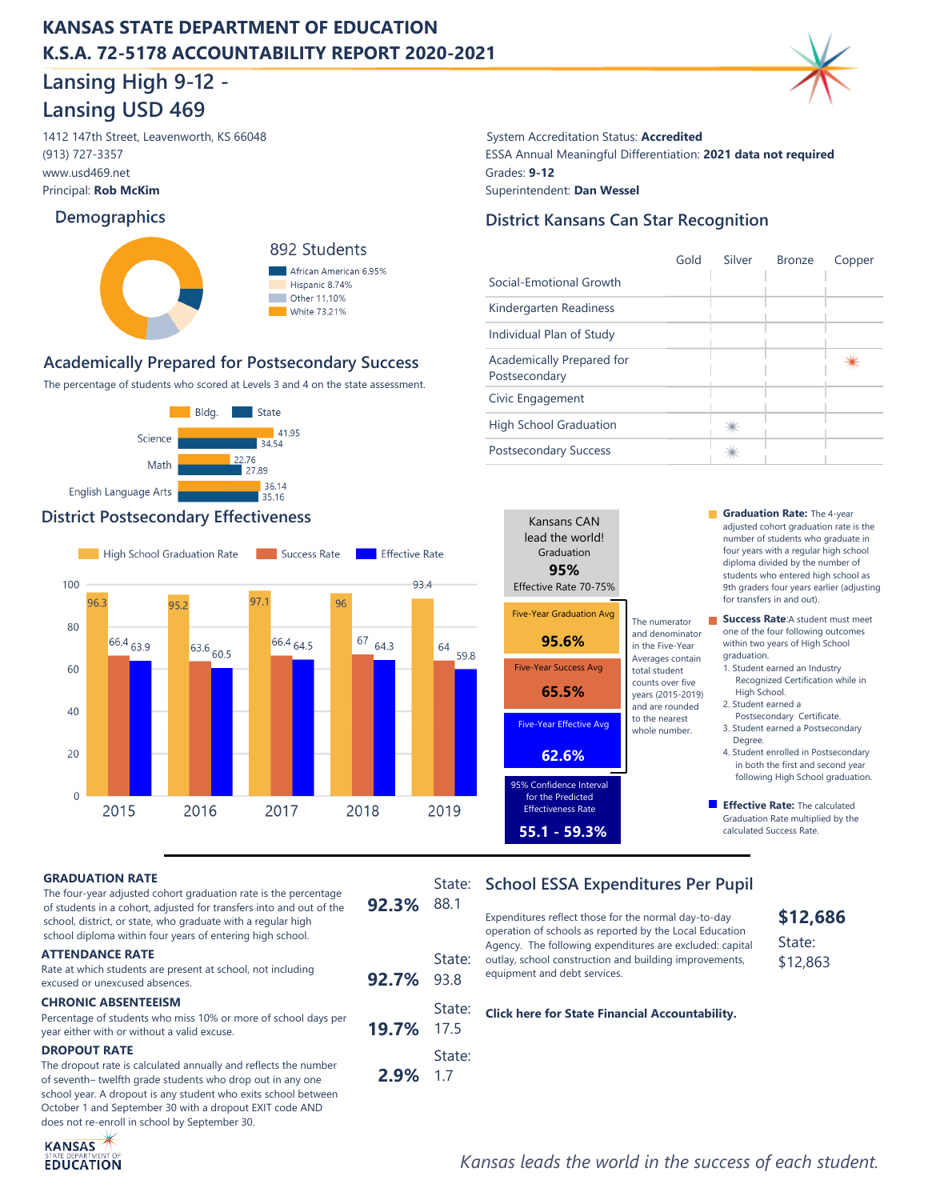# KANSAS STATE DEPARTMENT OF EDUCATION
# K.S.A. 72-5178 ACCOUNTABILITY REPORT 2020-2021

## Lansing High 9-12 - Lansing USD 469

1412 147th Street, Leavenworth, KS 66048
(913) 727-3357
www.usd469.net
Principal: **Rob McKim**

System Accreditation Status: **Accredited**
ESSA Annual Meaningful Differentiation: **2021 data not required**
Grades: **9-12**
Superintendent: **Dan Wessel**

### Demographics

892 Students

- African American 6.95%
- Hispanic 8.74%
- Other 11.10%
- White 73.21%

### District Kansans Can Star Recognition

| | Gold | Silver | Bronze | Copper |
|---|---|---|---|---|
| Social-Emotional Growth | | | | |
| Kindergarten Readiness | | | | |
| Individual Plan of Study | | | | |
| Academically Prepared for Postsecondary | | | | ✷ |
| Civic Engagement | | | | |
| High School Graduation | | ✷ | | |
| Postsecondary Success | | ✷ | | |

### Academically Prepared for Postsecondary Success

The percentage of students who scored at Levels 3 and 4 on the state assessment.

| | Bldg. | State |
|---|---|---|
| Science | 41.95 | 34.54 |
| Math | 22.76 | 27.89 |
| English Language Arts | 36.14 | 35.16 |

### District Postsecondary Effectiveness

| Year | High School Graduation Rate | Success Rate | Effective Rate |
|---|---|---|---|
| 2015 | 96.3 | 66.4 | 63.9 |
| 2016 | 95.2 | 63.6 | 60.5 |
| 2017 | 97.1 | 66.4 | 64.5 |
| 2018 | 96 | 67 | 64.3 |
| 2019 | 93.4 | 64 | 59.8 |

Kansans CAN lead the world!
Graduation **95%**
Effective Rate 70-75%

Five-Year Graduation Avg **95.6%**

Five-Year Success Avg **65.5%**

Five-Year Effective Avg **62.6%**

95% Confidence Interval for the Predicted Effectiveness Rate **55.1 - 59.3%**

The numerator and denominator in the Five-Year Averages contain total student counts over five years (2015-2019) and are rounded to the nearest whole number.

**Graduation Rate:** The 4-year adjusted cohort graduation rate is the number of students who graduate in four years with a regular high school diploma divided by the number of students who entered high school as 9th graders four years earlier (adjusting for transfers in and out).

**Success Rate:** A student must meet one of the four following outcomes within two years of High School graduation.

1. Student earned an Industry Recognized Certification while in High School.
2. Student earned a Postsecondary Certificate.
3. Student earned a Postsecondary Degree.
4. Student enrolled in Postsecondary in both the first and second year following High School graduation.

**Effective Rate:** The calculated Graduation Rate multiplied by the calculated Success Rate.

**GRADUATION RATE**
The four-year adjusted cohort graduation rate is the percentage of students in a cohort, adjusted for transfers into and out of the school, district, or state, who graduate with a regular high school diploma within four years of entering high school.
**92.3%** State: 88.1

**ATTENDANCE RATE**
Rate at which students are present at school, not including excused or unexcused absences.
**92.7%** State: 93.8

**CHRONIC ABSENTEEISM**
Percentage of students who miss 10% or more of school days per year either with or without a valid excuse.
**19.7%** State: 17.5

**DROPOUT RATE**
The dropout rate is calculated annually and reflects the number of seventh– twelfth grade students who drop out in any one school year. A dropout is any student who exits school between October 1 and September 30 with a dropout EXIT code AND does not re-enroll in school by September 30.
**2.9%** State: 1.7

### School ESSA Expenditures Per Pupil

Expenditures reflect those for the normal day-to-day operation of schools as reported by the Local Education Agency. The following expenditures are excluded: capital outlay, school construction and building improvements, equipment and debt services.

**$12,686**
State: $12,863

**Click here for State Financial Accountability.**

*Kansas leads the world in the success of each student.*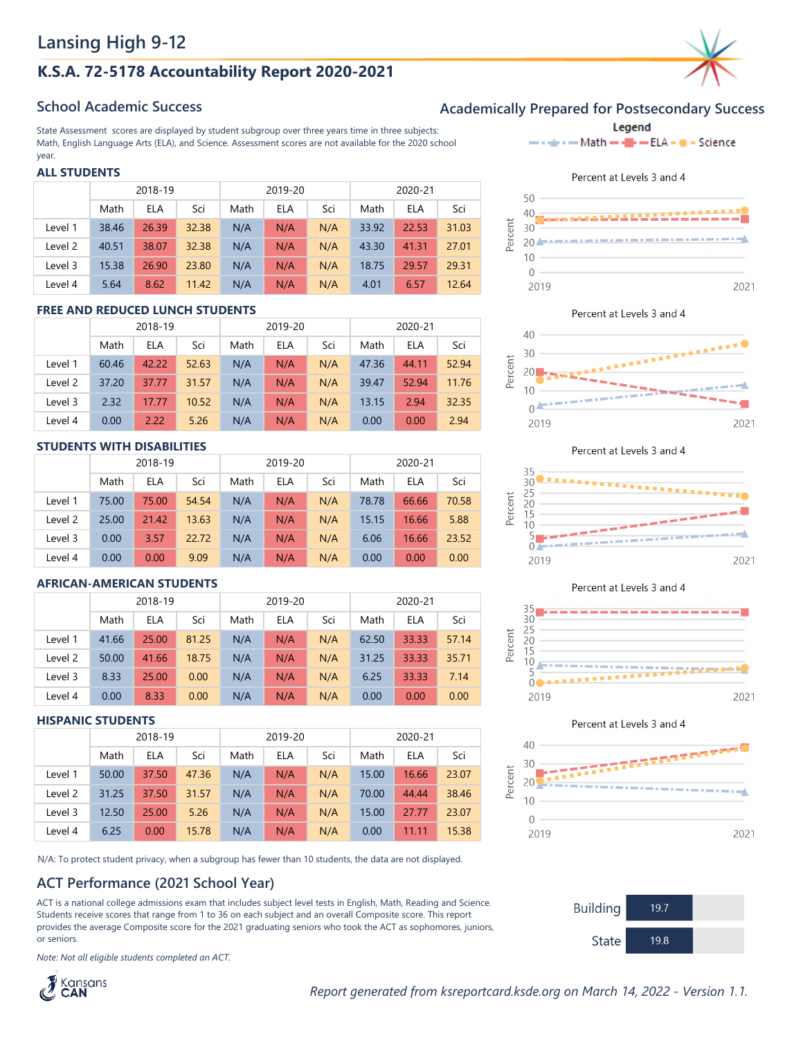# Lansing High 9-12

## K.S.A. 72-5178 Accountability Report 2020-2021

## School Academic Success

State Assessment scores are displayed by student subgroup over three years time in three subjects: Math, English Language Arts (ELA), and Science. Assessment scores are not available for the 2020 school year.

### ALL STUDENTS

| | 2018-19 | | | 2019-20 | | | 2020-21 | | |
|---|---|---|---|---|---|---|---|---|---|
| | Math | ELA | Sci | Math | ELA | Sci | Math | ELA | Sci |
| Level 1 | 38.46 | 26.39 | 32.38 | N/A | N/A | N/A | 33.92 | 22.53 | 31.03 |
| Level 2 | 40.51 | 38.07 | 32.38 | N/A | N/A | N/A | 43.30 | 41.31 | 27.01 |
| Level 3 | 15.38 | 26.90 | 23.80 | N/A | N/A | N/A | 18.75 | 29.57 | 29.31 |
| Level 4 | 5.64 | 8.62 | 11.42 | N/A | N/A | N/A | 4.01 | 6.57 | 12.64 |

### FREE AND REDUCED LUNCH STUDENTS

| | 2018-19 | | | 2019-20 | | | 2020-21 | | |
|---|---|---|---|---|---|---|---|---|---|
| | Math | ELA | Sci | Math | ELA | Sci | Math | ELA | Sci |
| Level 1 | 60.46 | 42.22 | 52.63 | N/A | N/A | N/A | 47.36 | 44.11 | 52.94 |
| Level 2 | 37.20 | 37.77 | 31.57 | N/A | N/A | N/A | 39.47 | 52.94 | 11.76 |
| Level 3 | 2.32 | 17.77 | 10.52 | N/A | N/A | N/A | 13.15 | 2.94 | 32.35 |
| Level 4 | 0.00 | 2.22 | 5.26 | N/A | N/A | N/A | 0.00 | 0.00 | 2.94 |

### STUDENTS WITH DISABILITIES

| | 2018-19 | | | 2019-20 | | | 2020-21 | | |
|---|---|---|---|---|---|---|---|---|---|
| | Math | ELA | Sci | Math | ELA | Sci | Math | ELA | Sci |
| Level 1 | 75.00 | 75.00 | 54.54 | N/A | N/A | N/A | 78.78 | 66.66 | 70.58 |
| Level 2 | 25.00 | 21.42 | 13.63 | N/A | N/A | N/A | 15.15 | 16.66 | 5.88 |
| Level 3 | 0.00 | 3.57 | 22.72 | N/A | N/A | N/A | 6.06 | 16.66 | 23.52 |
| Level 4 | 0.00 | 0.00 | 9.09 | N/A | N/A | N/A | 0.00 | 0.00 | 0.00 |

### AFRICAN-AMERICAN STUDENTS

| | 2018-19 | | | 2019-20 | | | 2020-21 | | |
|---|---|---|---|---|---|---|---|---|---|
| | Math | ELA | Sci | Math | ELA | Sci | Math | ELA | Sci |
| Level 1 | 41.66 | 25.00 | 81.25 | N/A | N/A | N/A | 62.50 | 33.33 | 57.14 |
| Level 2 | 50.00 | 41.66 | 18.75 | N/A | N/A | N/A | 31.25 | 33.33 | 35.71 |
| Level 3 | 8.33 | 25.00 | 0.00 | N/A | N/A | N/A | 6.25 | 33.33 | 7.14 |
| Level 4 | 0.00 | 8.33 | 0.00 | N/A | N/A | N/A | 0.00 | 0.00 | 0.00 |

### HISPANIC STUDENTS

| | 2018-19 | | | 2019-20 | | | 2020-21 | | |
|---|---|---|---|---|---|---|---|---|---|
| | Math | ELA | Sci | Math | ELA | Sci | Math | ELA | Sci |
| Level 1 | 50.00 | 37.50 | 47.36 | N/A | N/A | N/A | 15.00 | 16.66 | 23.07 |
| Level 2 | 31.25 | 37.50 | 31.57 | N/A | N/A | N/A | 70.00 | 44.44 | 38.46 |
| Level 3 | 12.50 | 25.00 | 5.26 | N/A | N/A | N/A | 15.00 | 27.77 | 23.07 |
| Level 4 | 6.25 | 0.00 | 15.78 | N/A | N/A | N/A | 0.00 | 11.11 | 15.38 |

N/A: To protect student privacy, when a subgroup has fewer than 10 students, the data are not displayed.

## Academically Prepared for Postsecondary Success

Legend
Math
ELA
Science

Percent at Levels 3 and 4
Percent
50
40
30
20
10
0
2019
2021

Percent at Levels 3 and 4
Percent
40
30
20
10
0
2019
2021

Percent at Levels 3 and 4
Percent
35
30
25
20
15
10
5
0
2019
2021

Percent at Levels 3 and 4
Percent
35
30
25
20
15
10
5
0
2019
2021

Percent at Levels 3 and 4
Percent
40
30
20
10
0
2019
2021

## ACT Performance (2021 School Year)

ACT is a national college admissions exam that includes subject level tests in English, Math, Reading and Science. Students receive scores that range from 1 to 36 on each subject and an overall Composite score. This report provides the average Composite score for the 2021 graduating seniors who took the ACT as sophomores, juniors, or seniors.

*Note: Not all eligible students completed an ACT.*

Building 19.7

State 19.8

Kansans CAN

*Report generated from ksreportcard.ksde.org on March 14, 2022 - Version 1.1.*